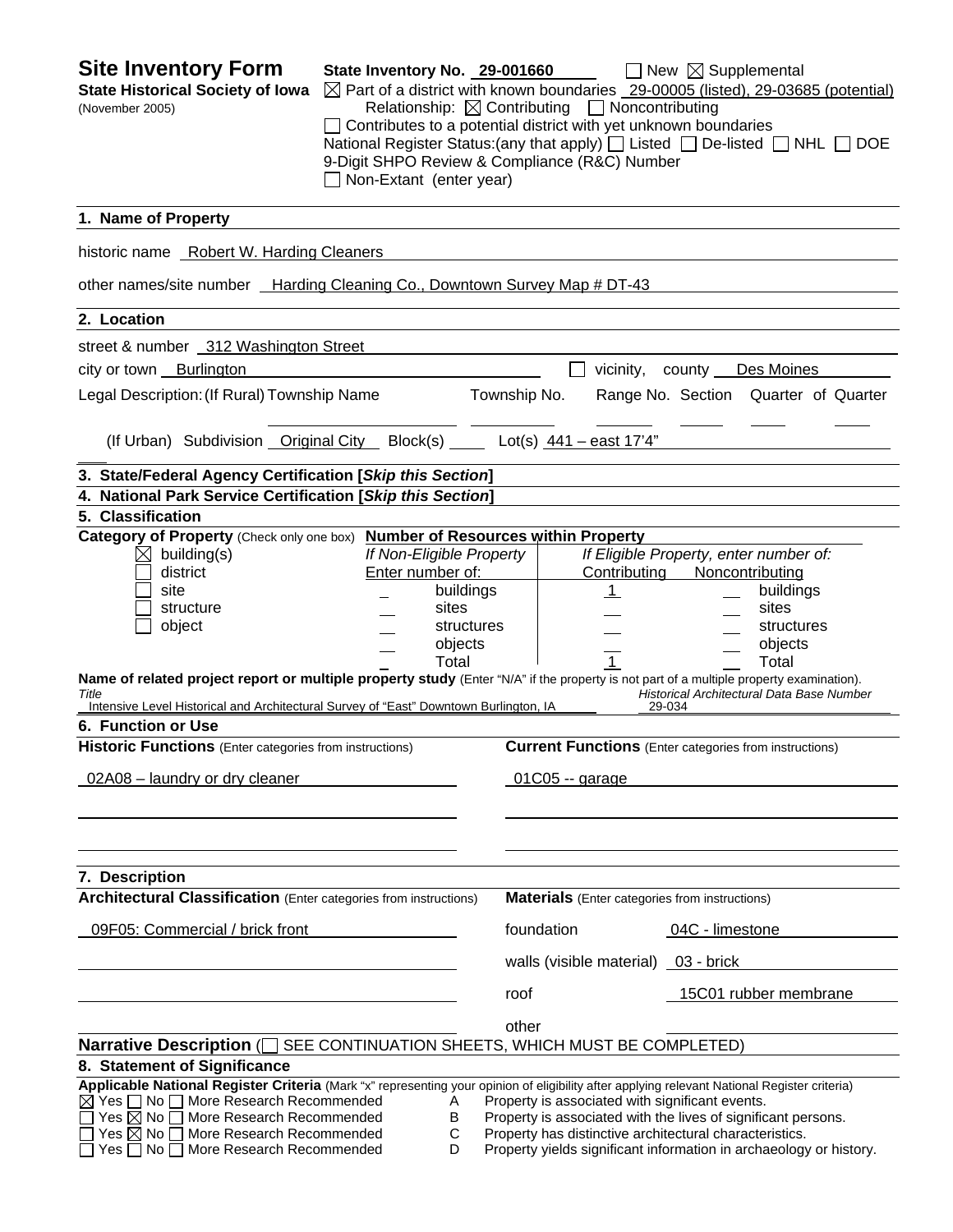# Site Inventory Form

**State Historical Society of Iowa**
(November 2005)

**State Inventory No.** 29-001660 ☐ New ☒ Supplemental

☒ Part of a district with known boundaries 29-00005 (listed), 29-03685 (potential)

Relationship: ☒ Contributing ☐ Noncontributing

☐ Contributes to a potential district with yet unknown boundaries

National Register Status:(any that apply) ☐ Listed ☐ De-listed ☐ NHL ☐ DOE

9-Digit SHPO Review & Compliance (R&C) Number

☐ Non-Extant (enter year)

## 1. Name of Property

historic name Robert W. Harding Cleaners

other names/site number Harding Cleaning Co., Downtown Survey Map # DT-43

## 2. Location

street & number 312 Washington Street

city or town Burlington ☐ vicinity, county Des Moines

Legal Description: (If Rural) Township Name Township No. Range No. Section Quarter of Quarter

(If Urban) Subdivision Original City Block(s) Lot(s) 441 – east 17'4"

## 3. State/Federal Agency Certification [*Skip this Section*]

## 4. National Park Service Certification [*Skip this Section*]

## 5. Classification

**Category of Property** (Check only one box)

☒ building(s)
☐ district
☐ site
☐ structure
☐ object

**Number of Resources within Property**

| If Non-Eligible Property Enter number of: | | If Eligible Property, enter number of: Contributing | Noncontributing | |
|---|---|---|---|---|
| _ | buildings | 1 | __ | buildings |
| __ | sites | __ | __ | sites |
| __ | structures | __ | __ | structures |
| __ | objects | __ | __ | objects |
| _ | Total | 1 | __ | Total |

**Name of related project report or multiple property study** (Enter "N/A" if the property is not part of a multiple property examination).

| *Title* | *Historical Architectural Data Base Number* |
|---|---|
| Intensive Level Historical and Architectural Survey of "East" Downtown Burlington, IA | 29-034 |

## 6. Function or Use

| **Historic Functions** (Enter categories from instructions) | **Current Functions** (Enter categories from instructions) |
|---|---|
| 02A08 – laundry or dry cleaner | 01C05 -- garage |

## 7. Description

**Architectural Classification** (Enter categories from instructions)

09F05: Commercial / brick front

**Materials** (Enter categories from instructions)

| | |
|---|---|
| foundation | 04C - limestone |
| walls (visible material) | 03 - brick |
| roof | 15C01 rubber membrane |
| other | |

**Narrative Description** (☐ SEE CONTINUATION SHEETS, WHICH MUST BE COMPLETED)

## 8. Statement of Significance

**Applicable National Register Criteria** (Mark "x" representing your opinion of eligibility after applying relevant National Register criteria)

| | | |
|---|---|---|
| ☒ Yes ☐ No ☐ More Research Recommended | A | Property is associated with significant events. |
| ☐ Yes ☒ No ☐ More Research Recommended | B | Property is associated with the lives of significant persons. |
| ☐ Yes ☒ No ☐ More Research Recommended | C | Property has distinctive architectural characteristics. |
| ☐ Yes ☐ No ☐ More Research Recommended | D | Property yields significant information in archaeology or history. |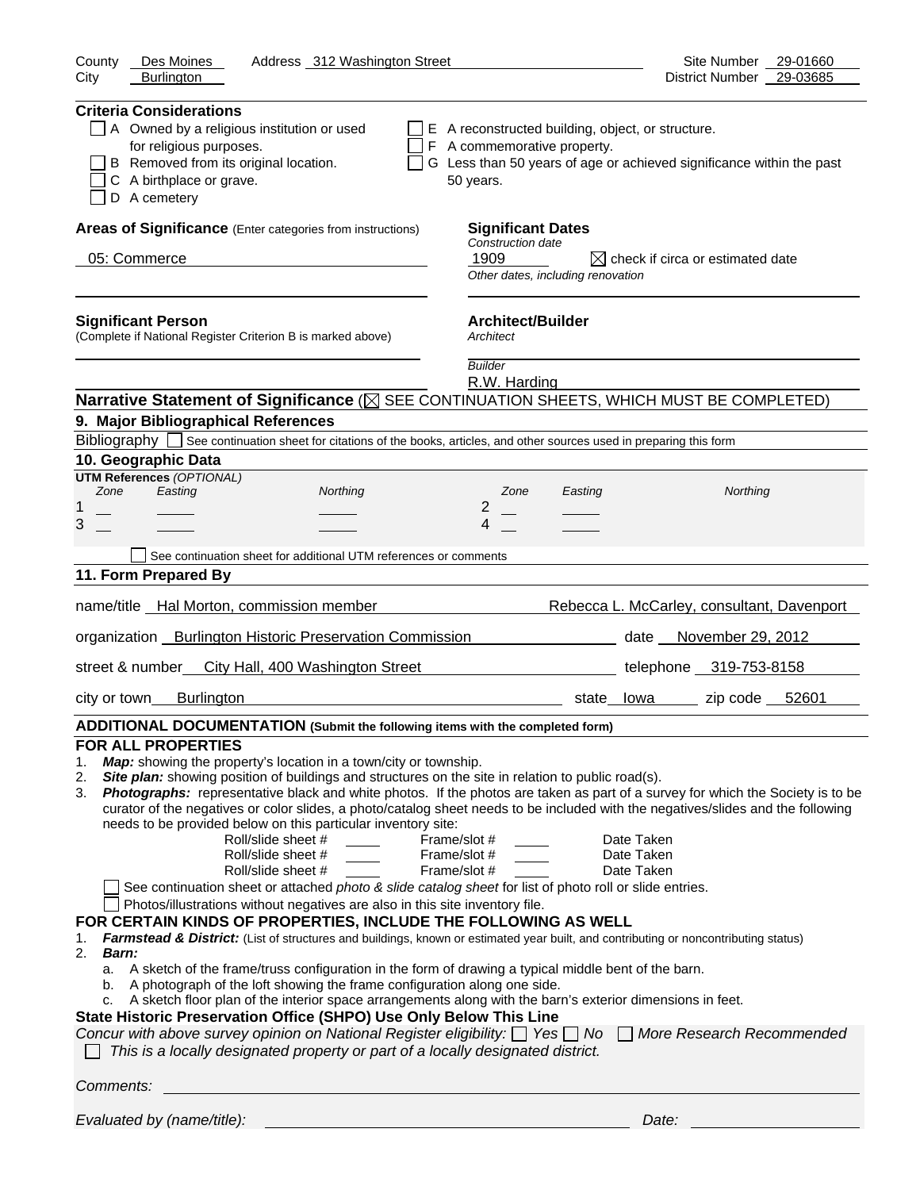County Des Moines Address 312 Washington Street Site Number 29-01660
City Burlington District Number 29-03685

**Criteria Considerations**

- ☐ A Owned by a religious institution or used for religious purposes.
- ☐ B Removed from its original location.
- ☐ C A birthplace or grave.
- ☐ D A cemetery
- ☐ E A reconstructed building, object, or structure.
- ☐ F A commemorative property.
- ☐ G Less than 50 years of age or achieved significance within the past 50 years.

**Areas of Significance** (Enter categories from instructions)

05: Commerce

**Significant Dates**

*Construction date*

1909 ☒ check if circa or estimated date

*Other dates, including renovation*

**Significant Person**
(Complete if National Register Criterion B is marked above)

**Architect/Builder**

*Architect*

*Builder*

R.W. Harding

**Narrative Statement of Significance** (☒ SEE CONTINUATION SHEETS, WHICH MUST BE COMPLETED)

## 9. Major Bibliographical References

Bibliography ☐ See continuation sheet for citations of the books, articles, and other sources used in preparing this form

## 10. Geographic Data

**UTM References** *(OPTIONAL)*

| | Zone | Easting | Northing | | Zone | Easting | Northing |
|---|---|---|---|---|---|---|---|
| 1 | | | | 2 | | | |
| 3 | | | | 4 | | | |

☐ See continuation sheet for additional UTM references or comments

## 11. Form Prepared By

name/title Hal Morton, commission member Rebecca L. McCarley, consultant, Davenport

organization Burlington Historic Preservation Commission date November 29, 2012

street & number City Hall, 400 Washington Street telephone 319-753-8158

city or town Burlington state Iowa zip code 52601

**ADDITIONAL DOCUMENTATION (Submit the following items with the completed form)**

**FOR ALL PROPERTIES**

1. ***Map:*** showing the property's location in a town/city or township.
2. ***Site plan:*** showing position of buildings and structures on the site in relation to public road(s).
3. ***Photographs:*** representative black and white photos. If the photos are taken as part of a survey for which the Society is to be curator of the negatives or color slides, a photo/catalog sheet needs to be included with the negatives/slides and the following needs to be provided below on this particular inventory site:

   Roll/slide sheet # ____ Frame/slot # ____ Date Taken
   Roll/slide sheet # ____ Frame/slot # ____ Date Taken
   Roll/slide sheet # ____ Frame/slot # ____ Date Taken

   ☐ See continuation sheet or attached *photo & slide catalog sheet* for list of photo roll or slide entries.
   ☐ Photos/illustrations without negatives are also in this site inventory file.

**FOR CERTAIN KINDS OF PROPERTIES, INCLUDE THE FOLLOWING AS WELL**

1. ***Farmstead & District:*** (List of structures and buildings, known or estimated year built, and contributing or noncontributing status)
2. ***Barn:***
   a. A sketch of the frame/truss configuration in the form of drawing a typical middle bent of the barn.
   b. A photograph of the loft showing the frame configuration along one side.
   c. A sketch floor plan of the interior space arrangements along with the barn's exterior dimensions in feet.

**State Historic Preservation Office (SHPO) Use Only Below This Line**

*Concur with above survey opinion on National Register eligibility:* ☐ *Yes* ☐ *No* ☐ *More Research Recommended*
☐ *This is a locally designated property or part of a locally designated district.*

*Comments:*

*Evaluated by (name/title):* *Date:*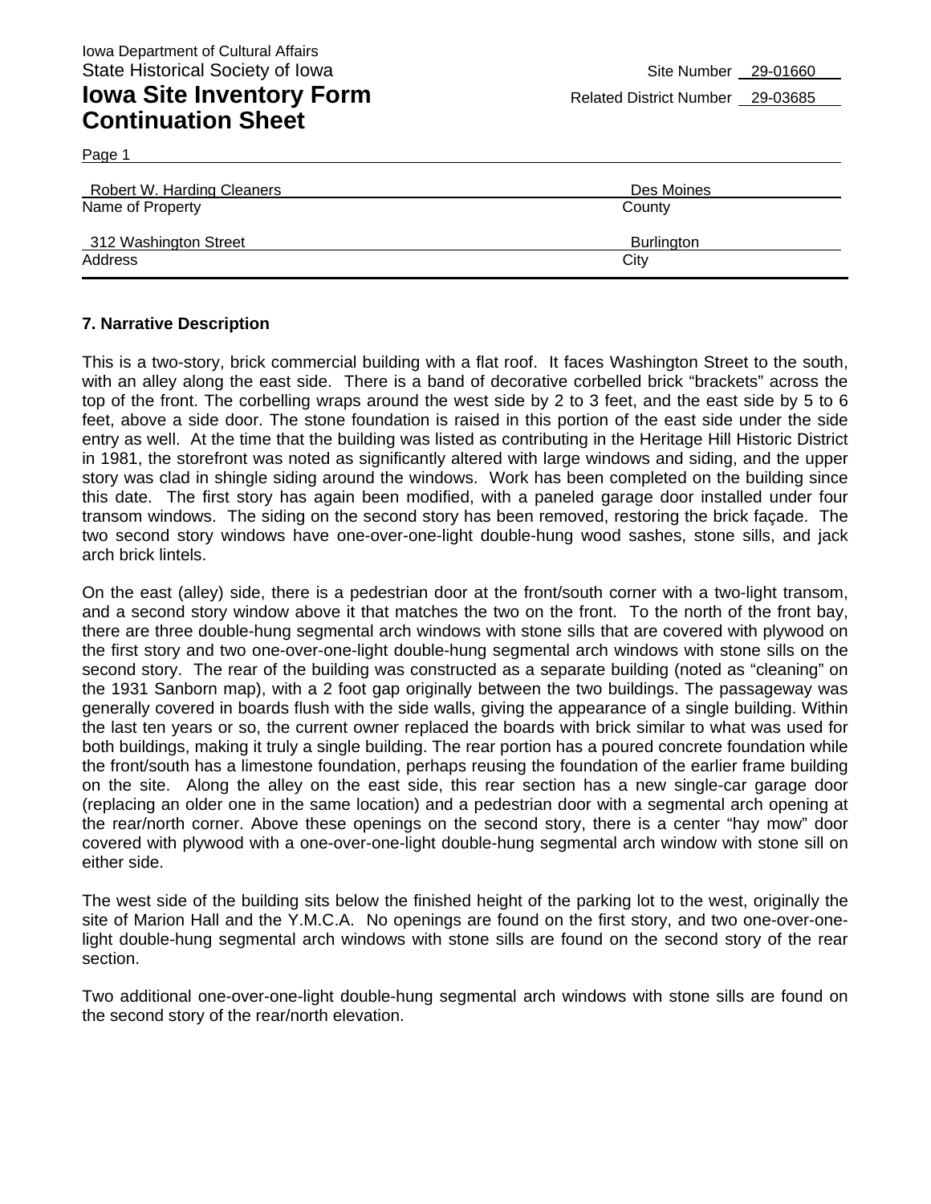Iowa Department of Cultural Affairs
State Historical Society of Iowa

**Iowa Site Inventory Form Continuation Sheet**

Site Number 29-01660
Related District Number 29-03685

Page 1

| Name of Property | County |
|---|---|
| Robert W. Harding Cleaners | Des Moines |

| Address | City |
|---|---|
| 312 Washington Street | Burlington |

### 7. Narrative Description

This is a two-story, brick commercial building with a flat roof. It faces Washington Street to the south, with an alley along the east side. There is a band of decorative corbelled brick "brackets" across the top of the front. The corbelling wraps around the west side by 2 to 3 feet, and the east side by 5 to 6 feet, above a side door. The stone foundation is raised in this portion of the east side under the side entry as well. At the time that the building was listed as contributing in the Heritage Hill Historic District in 1981, the storefront was noted as significantly altered with large windows and siding, and the upper story was clad in shingle siding around the windows. Work has been completed on the building since this date. The first story has again been modified, with a paneled garage door installed under four transom windows. The siding on the second story has been removed, restoring the brick façade. The two second story windows have one-over-one-light double-hung wood sashes, stone sills, and jack arch brick lintels.

On the east (alley) side, there is a pedestrian door at the front/south corner with a two-light transom, and a second story window above it that matches the two on the front. To the north of the front bay, there are three double-hung segmental arch windows with stone sills that are covered with plywood on the first story and two one-over-one-light double-hung segmental arch windows with stone sills on the second story. The rear of the building was constructed as a separate building (noted as "cleaning" on the 1931 Sanborn map), with a 2 foot gap originally between the two buildings. The passageway was generally covered in boards flush with the side walls, giving the appearance of a single building. Within the last ten years or so, the current owner replaced the boards with brick similar to what was used for both buildings, making it truly a single building. The rear portion has a poured concrete foundation while the front/south has a limestone foundation, perhaps reusing the foundation of the earlier frame building on the site. Along the alley on the east side, this rear section has a new single-car garage door (replacing an older one in the same location) and a pedestrian door with a segmental arch opening at the rear/north corner. Above these openings on the second story, there is a center "hay mow" door covered with plywood with a one-over-one-light double-hung segmental arch window with stone sill on either side.

The west side of the building sits below the finished height of the parking lot to the west, originally the site of Marion Hall and the Y.M.C.A. No openings are found on the first story, and two one-over-one-light double-hung segmental arch windows with stone sills are found on the second story of the rear section.

Two additional one-over-one-light double-hung segmental arch windows with stone sills are found on the second story of the rear/north elevation.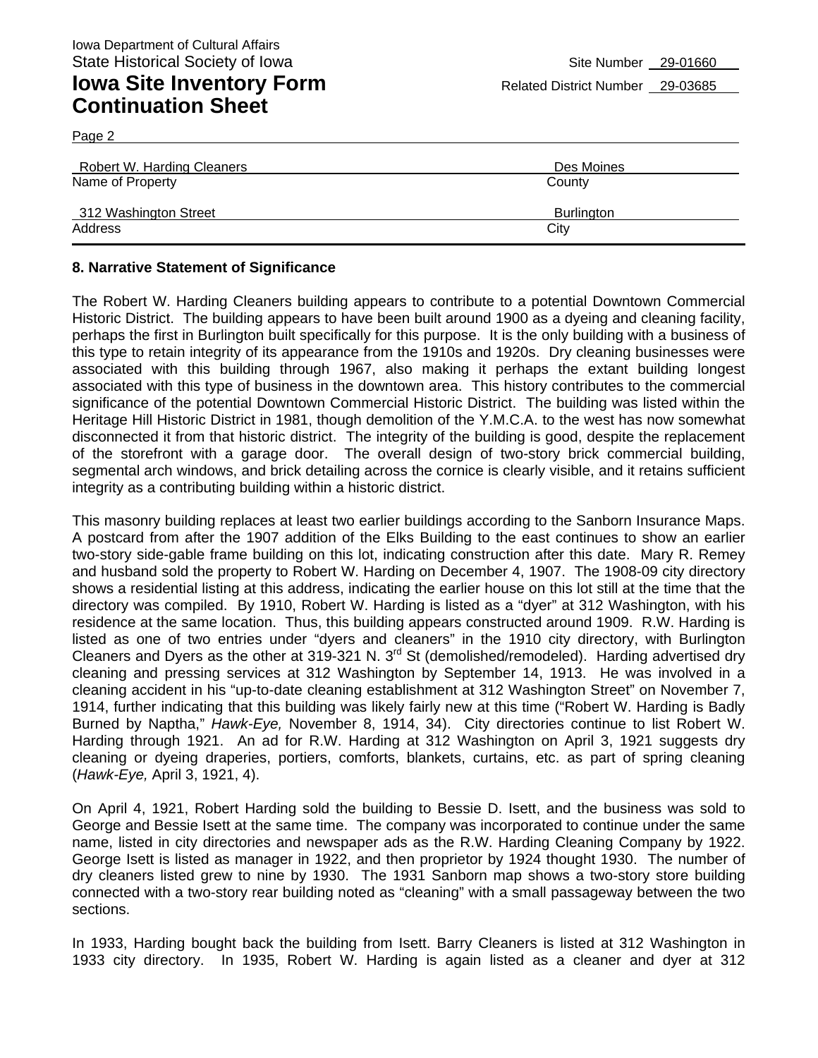Iowa Department of Cultural Affairs
State Historical Society of Iowa

**Iowa Site Inventory Form**
**Continuation Sheet**

Site Number 29-01660
Related District Number 29-03685

Page 2

| Robert W. Harding Cleaners | Des Moines |
|---|---|
| Name of Property | County |
| 312 Washington Street | Burlington |
| Address | City |

**8. Narrative Statement of Significance**

The Robert W. Harding Cleaners building appears to contribute to a potential Downtown Commercial Historic District. The building appears to have been built around 1900 as a dyeing and cleaning facility, perhaps the first in Burlington built specifically for this purpose. It is the only building with a business of this type to retain integrity of its appearance from the 1910s and 1920s. Dry cleaning businesses were associated with this building through 1967, also making it perhaps the extant building longest associated with this type of business in the downtown area. This history contributes to the commercial significance of the potential Downtown Commercial Historic District. The building was listed within the Heritage Hill Historic District in 1981, though demolition of the Y.M.C.A. to the west has now somewhat disconnected it from that historic district. The integrity of the building is good, despite the replacement of the storefront with a garage door. The overall design of two-story brick commercial building, segmental arch windows, and brick detailing across the cornice is clearly visible, and it retains sufficient integrity as a contributing building within a historic district.

This masonry building replaces at least two earlier buildings according to the Sanborn Insurance Maps. A postcard from after the 1907 addition of the Elks Building to the east continues to show an earlier two-story side-gable frame building on this lot, indicating construction after this date. Mary R. Remey and husband sold the property to Robert W. Harding on December 4, 1907. The 1908-09 city directory shows a residential listing at this address, indicating the earlier house on this lot still at the time that the directory was compiled. By 1910, Robert W. Harding is listed as a "dyer" at 312 Washington, with his residence at the same location. Thus, this building appears constructed around 1909. R.W. Harding is listed as one of two entries under "dyers and cleaners" in the 1910 city directory, with Burlington Cleaners and Dyers as the other at 319-321 N. 3rd St (demolished/remodeled). Harding advertised dry cleaning and pressing services at 312 Washington by September 14, 1913. He was involved in a cleaning accident in his "up-to-date cleaning establishment at 312 Washington Street" on November 7, 1914, further indicating that this building was likely fairly new at this time ("Robert W. Harding is Badly Burned by Naptha," *Hawk-Eye,* November 8, 1914, 34). City directories continue to list Robert W. Harding through 1921. An ad for R.W. Harding at 312 Washington on April 3, 1921 suggests dry cleaning or dyeing draperies, portiers, comforts, blankets, curtains, etc. as part of spring cleaning (*Hawk-Eye,* April 3, 1921, 4).

On April 4, 1921, Robert Harding sold the building to Bessie D. Isett, and the business was sold to George and Bessie Isett at the same time. The company was incorporated to continue under the same name, listed in city directories and newspaper ads as the R.W. Harding Cleaning Company by 1922. George Isett is listed as manager in 1922, and then proprietor by 1924 thought 1930. The number of dry cleaners listed grew to nine by 1930. The 1931 Sanborn map shows a two-story store building connected with a two-story rear building noted as "cleaning" with a small passageway between the two sections.

In 1933, Harding bought back the building from Isett. Barry Cleaners is listed at 312 Washington in 1933 city directory. In 1935, Robert W. Harding is again listed as a cleaner and dyer at 312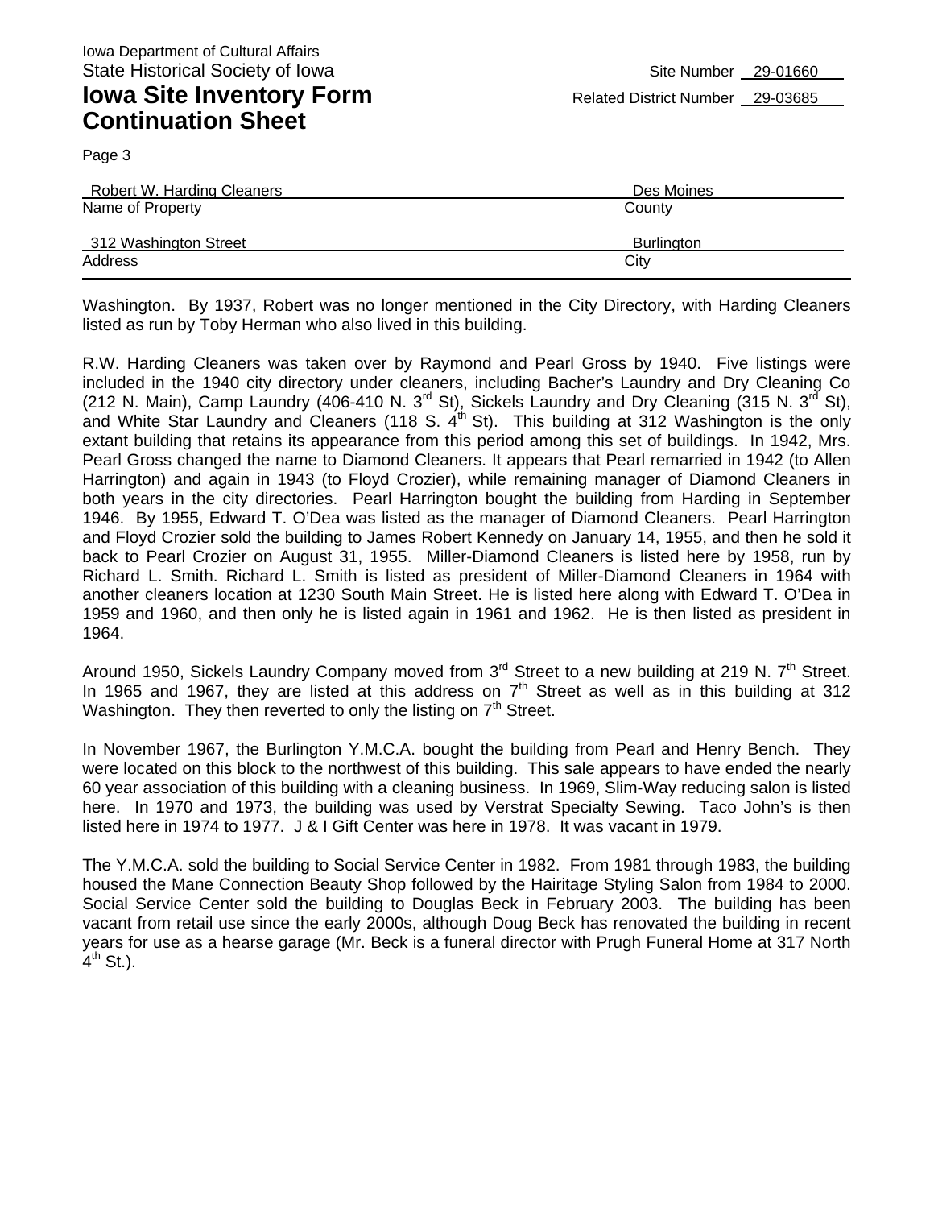Washington. By 1937, Robert was no longer mentioned in the City Directory, with Harding Cleaners listed as run by Toby Herman who also lived in this building.

R.W. Harding Cleaners was taken over by Raymond and Pearl Gross by 1940. Five listings were included in the 1940 city directory under cleaners, including Bacher's Laundry and Dry Cleaning Co (212 N. Main), Camp Laundry (406-410 N. 3rd St), Sickels Laundry and Dry Cleaning (315 N. 3rd St), and White Star Laundry and Cleaners (118 S. 4th St). This building at 312 Washington is the only extant building that retains its appearance from this period among this set of buildings. In 1942, Mrs. Pearl Gross changed the name to Diamond Cleaners. It appears that Pearl remarried in 1942 (to Allen Harrington) and again in 1943 (to Floyd Crozier), while remaining manager of Diamond Cleaners in both years in the city directories. Pearl Harrington bought the building from Harding in September 1946. By 1955, Edward T. O'Dea was listed as the manager of Diamond Cleaners. Pearl Harrington and Floyd Crozier sold the building to James Robert Kennedy on January 14, 1955, and then he sold it back to Pearl Crozier on August 31, 1955. Miller-Diamond Cleaners is listed here by 1958, run by Richard L. Smith. Richard L. Smith is listed as president of Miller-Diamond Cleaners in 1964 with another cleaners location at 1230 South Main Street. He is listed here along with Edward T. O'Dea in 1959 and 1960, and then only he is listed again in 1961 and 1962. He is then listed as president in 1964.

Around 1950, Sickels Laundry Company moved from 3rd Street to a new building at 219 N. 7th Street. In 1965 and 1967, they are listed at this address on 7th Street as well as in this building at 312 Washington. They then reverted to only the listing on 7th Street.

In November 1967, the Burlington Y.M.C.A. bought the building from Pearl and Henry Bench. They were located on this block to the northwest of this building. This sale appears to have ended the nearly 60 year association of this building with a cleaning business. In 1969, Slim-Way reducing salon is listed here. In 1970 and 1973, the building was used by Verstrat Specialty Sewing. Taco John's is then listed here in 1974 to 1977. J & I Gift Center was here in 1978. It was vacant in 1979.

The Y.M.C.A. sold the building to Social Service Center in 1982. From 1981 through 1983, the building housed the Mane Connection Beauty Shop followed by the Hairitage Styling Salon from 1984 to 2000. Social Service Center sold the building to Douglas Beck in February 2003. The building has been vacant from retail use since the early 2000s, although Doug Beck has renovated the building in recent years for use as a hearse garage (Mr. Beck is a funeral director with Prugh Funeral Home at 317 North 4th St.).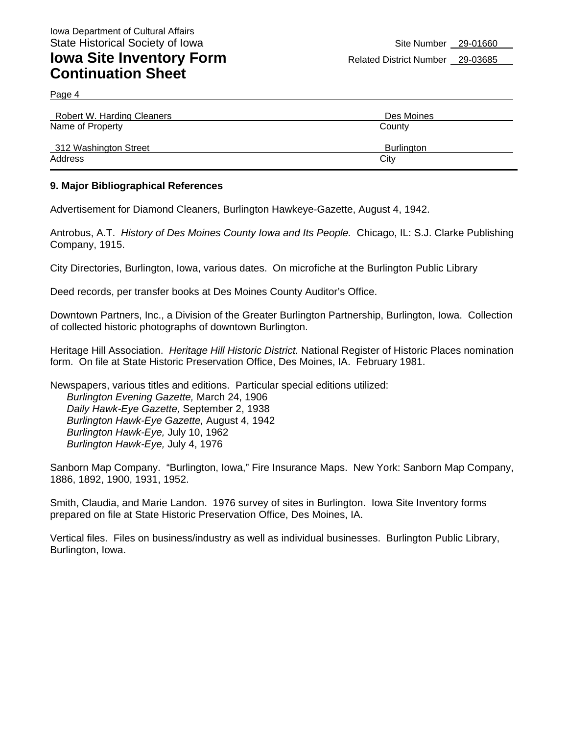Iowa Department of Cultural Affairs
State Historical Society of Iowa

Site Number 29-01660

# Iowa Site Inventory Form Continuation Sheet

Related District Number 29-03685

Page 4

| Robert W. Harding Cleaners | Des Moines |
|---|---|
| Name of Property | County |
| 312 Washington Street | Burlington |
| Address | City |

## 9. Major Bibliographical References

Advertisement for Diamond Cleaners, Burlington Hawkeye-Gazette, August 4, 1942.

Antrobus, A.T. *History of Des Moines County Iowa and Its People.* Chicago, IL: S.J. Clarke Publishing Company, 1915.

City Directories, Burlington, Iowa, various dates. On microfiche at the Burlington Public Library

Deed records, per transfer books at Des Moines County Auditor's Office.

Downtown Partners, Inc., a Division of the Greater Burlington Partnership, Burlington, Iowa. Collection of collected historic photographs of downtown Burlington.

Heritage Hill Association. *Heritage Hill Historic District.* National Register of Historic Places nomination form. On file at State Historic Preservation Office, Des Moines, IA. February 1981.

Newspapers, various titles and editions. Particular special editions utilized:
- *Burlington Evening Gazette,* March 24, 1906
- *Daily Hawk-Eye Gazette,* September 2, 1938
- *Burlington Hawk-Eye Gazette,* August 4, 1942
- *Burlington Hawk-Eye,* July 10, 1962
- *Burlington Hawk-Eye,* July 4, 1976

Sanborn Map Company. "Burlington, Iowa," Fire Insurance Maps. New York: Sanborn Map Company, 1886, 1892, 1900, 1931, 1952.

Smith, Claudia, and Marie Landon. 1976 survey of sites in Burlington. Iowa Site Inventory forms prepared on file at State Historic Preservation Office, Des Moines, IA.

Vertical files. Files on business/industry as well as individual businesses. Burlington Public Library, Burlington, Iowa.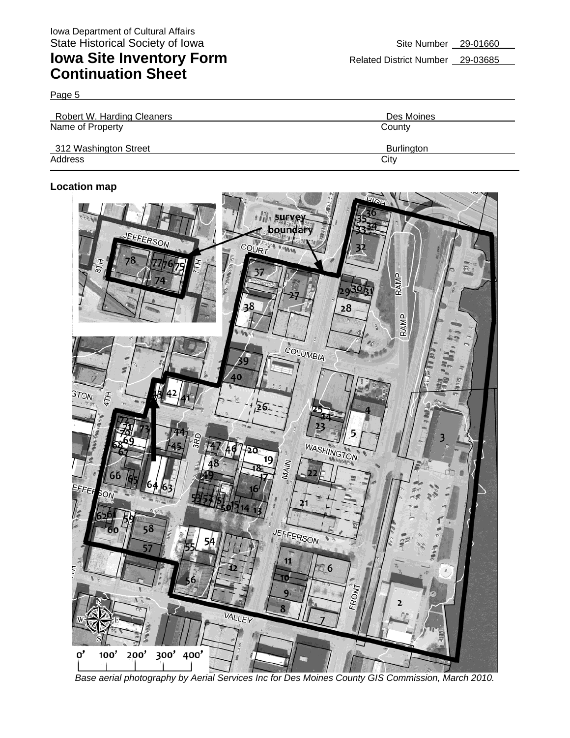Iowa Department of Cultural Affairs
State Historical Society of Iowa

# Iowa Site Inventory Form
# Continuation Sheet

Site Number 29-01660

Related District Number 29-03685

Page 5

| Robert W. Harding Cleaners | Des Moines |
|---|---|
| Name of Property | County |
| 312 Washington Street | Burlington |
| Address | City |

**Location map**

*Base aerial photography by Aerial Services Inc for Des Moines County GIS Commission, March 2010.*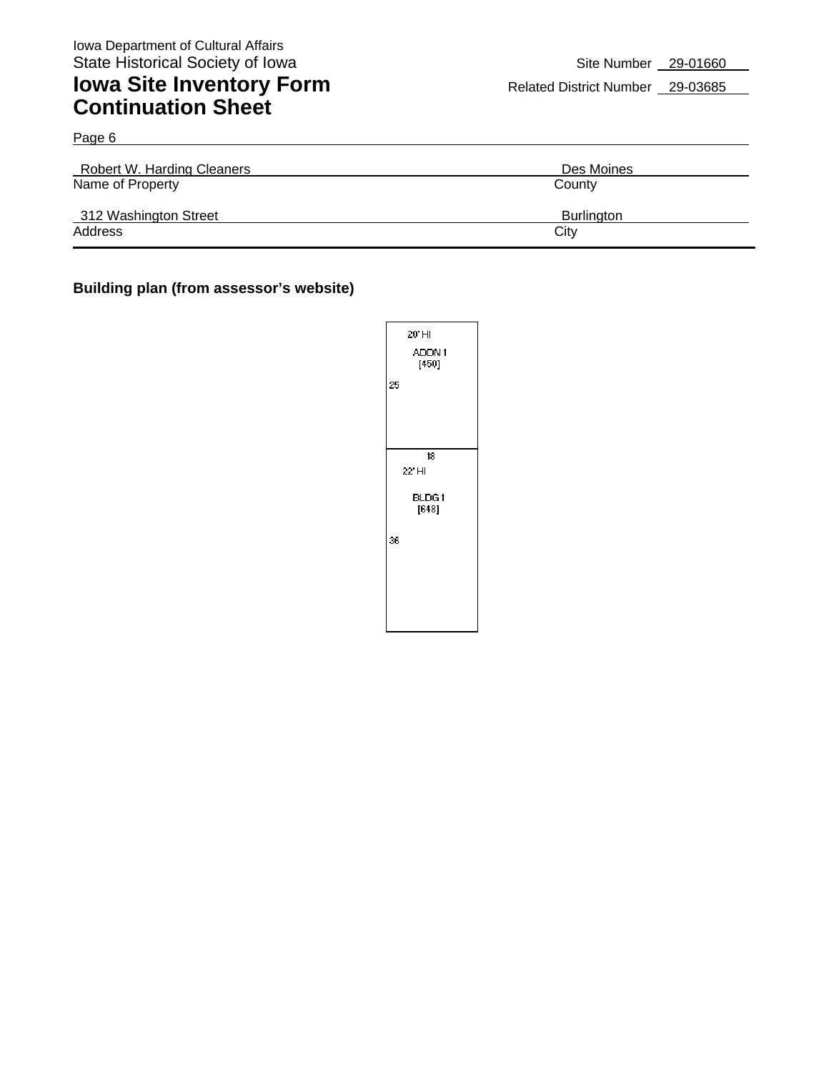Iowa Department of Cultural Affairs
State Historical Society of Iowa

# Iowa Site Inventory Form Continuation Sheet

Site Number 29-01660
Related District Number 29-03685

Page 6

| Robert W. Harding Cleaners | Des Moines |
|---|---|
| Name of Property | County |
| 312 Washington Street | Burlington |
| Address | City |

**Building plan (from assessor's website)**

20' HI
ADDN 1
[450]
25

18
22' HI
BLDG 1
[648]
36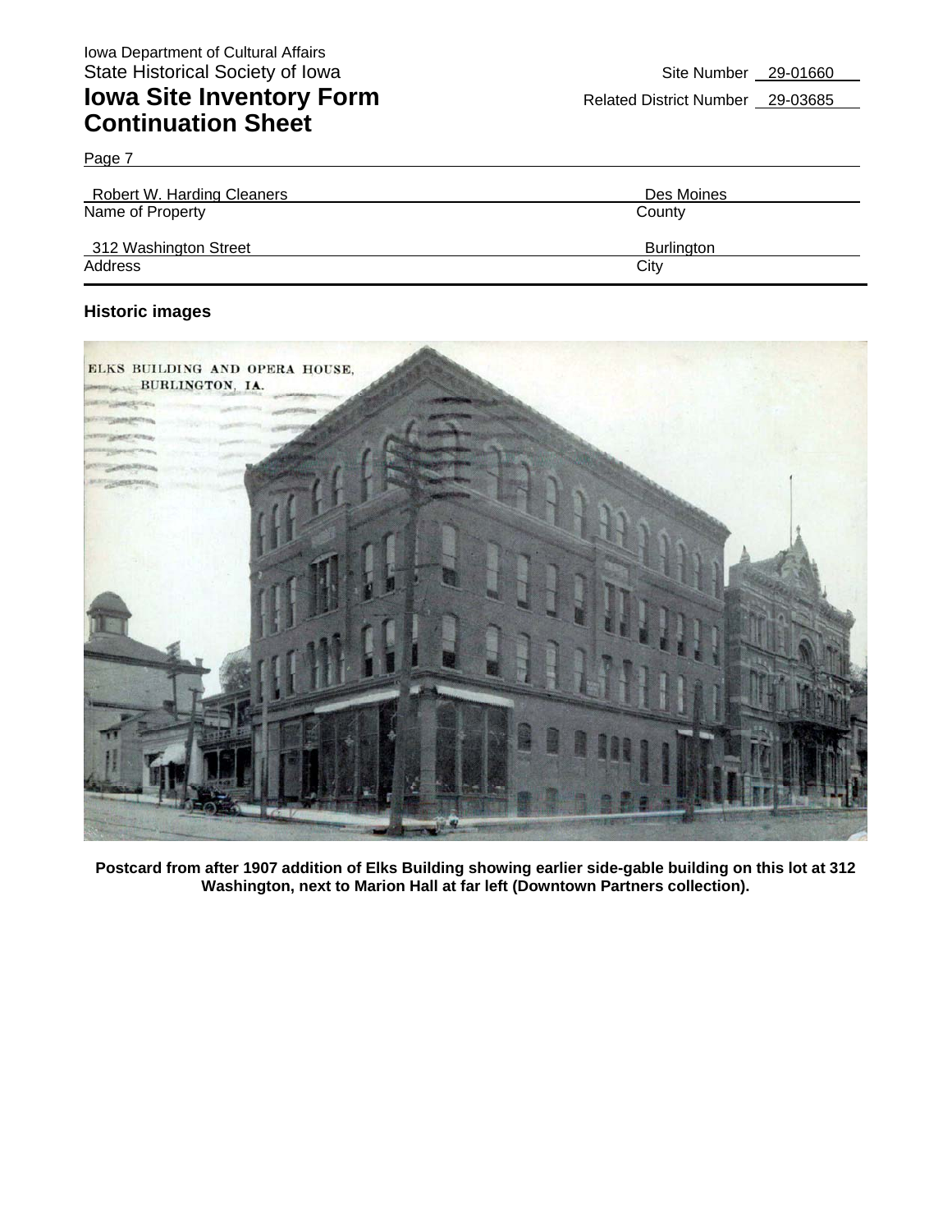Iowa Department of Cultural Affairs
State Historical Society of Iowa

# Iowa Site Inventory Form Continuation Sheet

Site Number 29-01660
Related District Number 29-03685

Page 7

| Robert W. Harding Cleaners | Des Moines |
|---|---|
| Name of Property | County |
| 312 Washington Street | Burlington |
| Address | City |

### Historic images

**Postcard from after 1907 addition of Elks Building showing earlier side-gable building on this lot at 312 Washington, next to Marion Hall at far left (Downtown Partners collection).**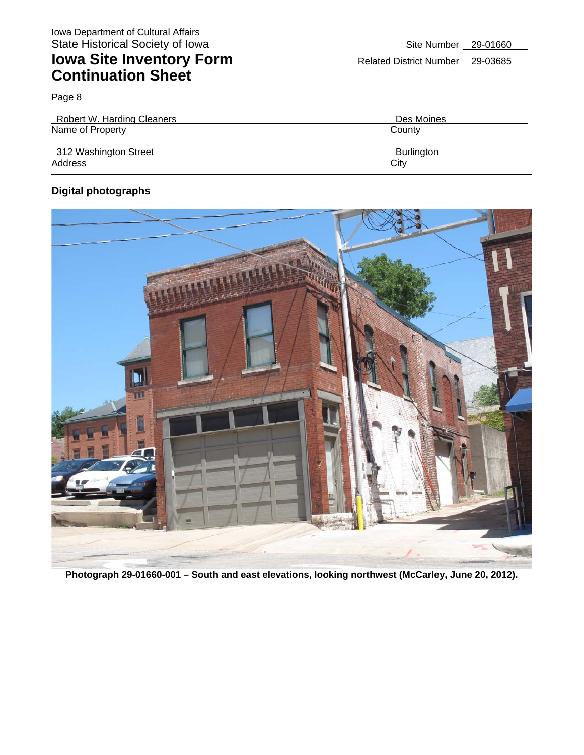Iowa Department of Cultural Affairs
State Historical Society of Iowa

# Iowa Site Inventory Form Continuation Sheet

Site Number 29-01660

Related District Number 29-03685

Page 8

| | |
|---|---|
| Robert W. Harding Cleaners | Des Moines |
| Name of Property | County |
| 312 Washington Street | Burlington |
| Address | City |

## Digital photographs

**Photograph 29-01660-001 – South and east elevations, looking northwest (McCarley, June 20, 2012).**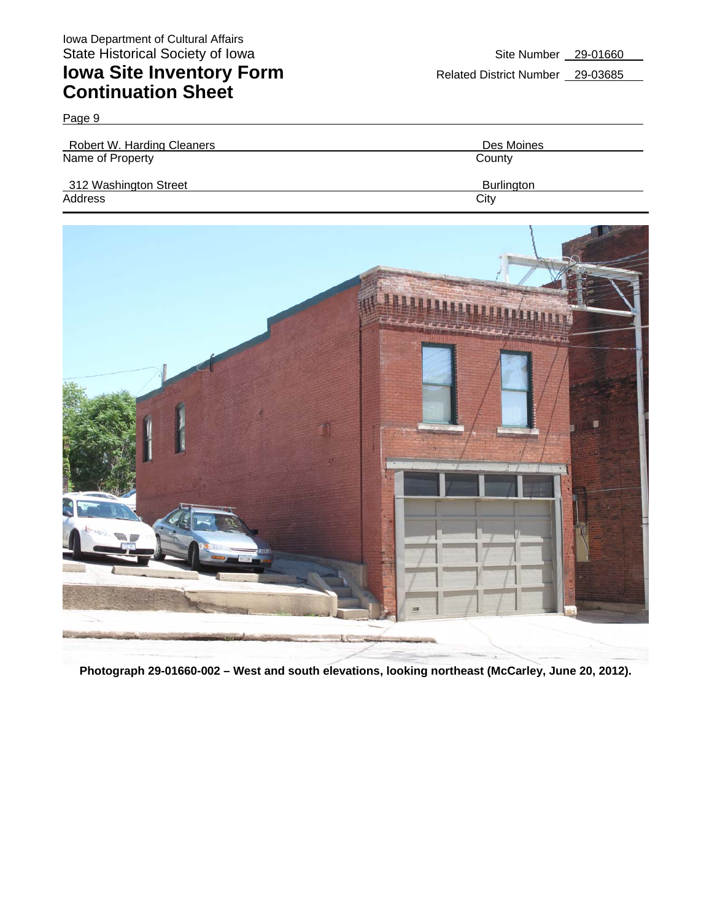Iowa Department of Cultural Affairs
State Historical Society of Iowa

# Iowa Site Inventory Form
# Continuation Sheet

Site Number 29-01660
Related District Number 29-03685

Page 9

| Robert W. Harding Cleaners | Des Moines |
|---|---|
| Name of Property | County |
| 312 Washington Street | Burlington |
| Address | City |

**Photograph 29-01660-002 – West and south elevations, looking northeast (McCarley, June 20, 2012).**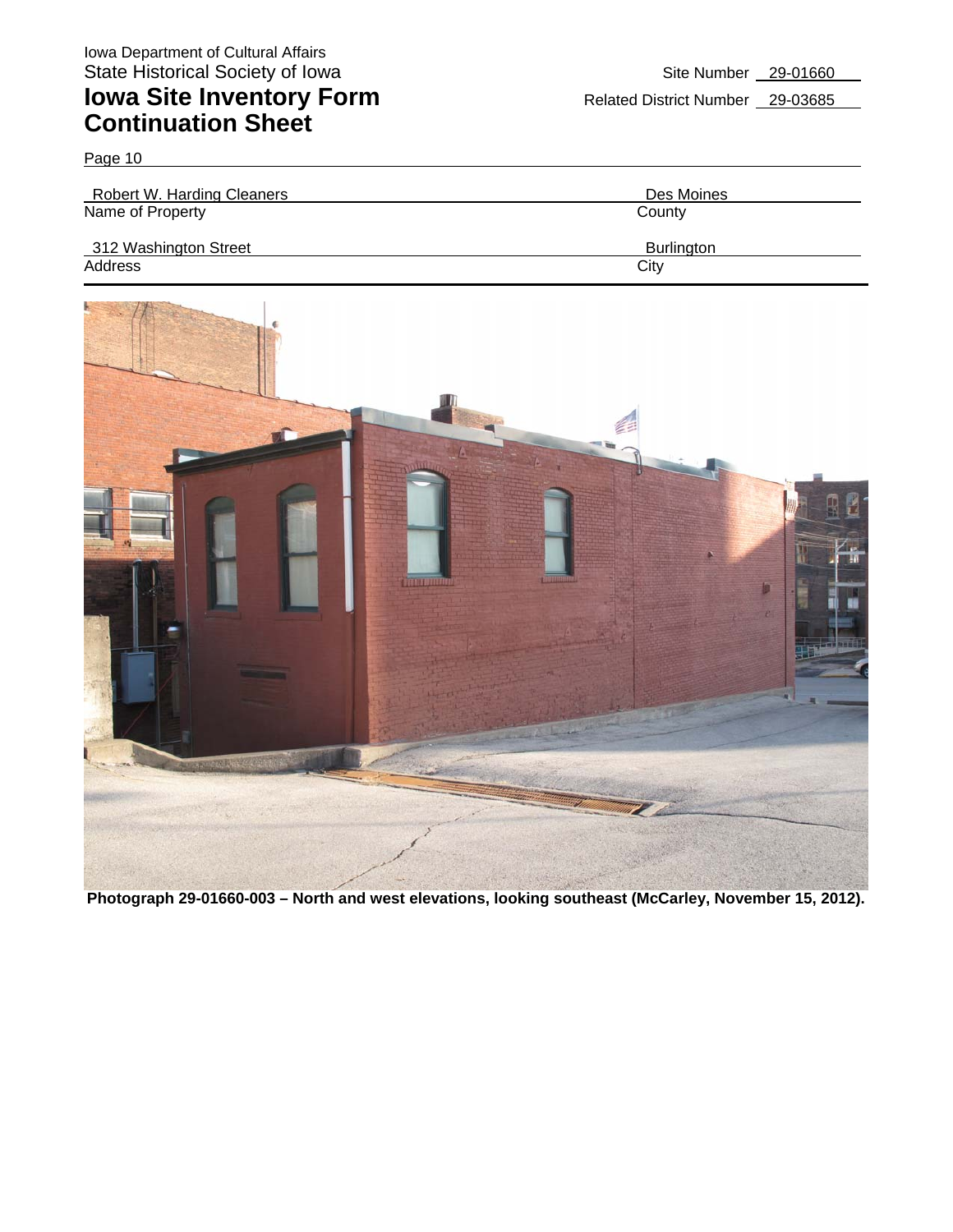Iowa Department of Cultural Affairs
State Historical Society of Iowa

# Iowa Site Inventory Form
## Continuation Sheet

Site Number 29-01660

Related District Number 29-03685

Page 10

| | |
|---|---|
| Robert W. Harding Cleaners | Des Moines |
| Name of Property | County |
| 312 Washington Street | Burlington |
| Address | City |

**Photograph 29-01660-003 – North and west elevations, looking southeast (McCarley, November 15, 2012).**